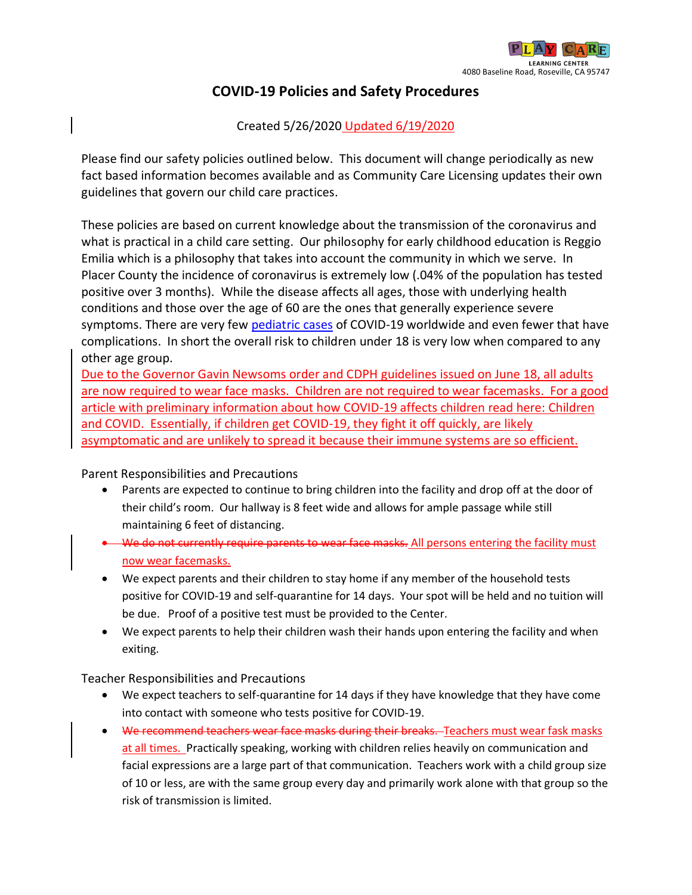PLAY CARE LEARNING CENTER
4080 Baseline Road, Roseville, CA 95747

# COVID-19 Policies and Safety Procedures

Created 5/26/2020 Updated 6/19/2020

Please find our safety policies outlined below. This document will change periodically as new fact based information becomes available and as Community Care Licensing updates their own guidelines that govern our child care practices.

These policies are based on current knowledge about the transmission of the coronavirus and what is practical in a child care setting. Our philosophy for early childhood education is Reggio Emilia which is a philosophy that takes into account the community in which we serve. In Placer County the incidence of coronavirus is extremely low (.04% of the population has tested positive over 3 months). While the disease affects all ages, those with underlying health conditions and those over the age of 60 are the ones that generally experience severe symptoms. There are very few pediatric cases of COVID-19 worldwide and even fewer that have complications. In short the overall risk to children under 18 is very low when compared to any other age group.
Due to the Governor Gavin Newsoms order and CDPH guidelines issued on June 18, all adults are now required to wear face masks. Children are not required to wear facemasks. For a good article with preliminary information about how COVID-19 affects children read here: Children and COVID. Essentially, if children get COVID-19, they fight it off quickly, are likely asymptomatic and are unlikely to spread it because their immune systems are so efficient.

Parent Responsibilities and Precautions

- Parents are expected to continue to bring children into the facility and drop off at the door of their child's room. Our hallway is 8 feet wide and allows for ample passage while still maintaining 6 feet of distancing.
- ~~We do not currently require parents to wear face masks.~~ All persons entering the facility must now wear facemasks.
- We expect parents and their children to stay home if any member of the household tests positive for COVID-19 and self-quarantine for 14 days. Your spot will be held and no tuition will be due. Proof of a positive test must be provided to the Center.
- We expect parents to help their children wash their hands upon entering the facility and when exiting.

Teacher Responsibilities and Precautions

- We expect teachers to self-quarantine for 14 days if they have knowledge that they have come into contact with someone who tests positive for COVID-19.
- ~~We recommend teachers wear face masks during their breaks.~~ Teachers must wear fask masks at all times. Practically speaking, working with children relies heavily on communication and facial expressions are a large part of that communication. Teachers work with a child group size of 10 or less, are with the same group every day and primarily work alone with that group so the risk of transmission is limited.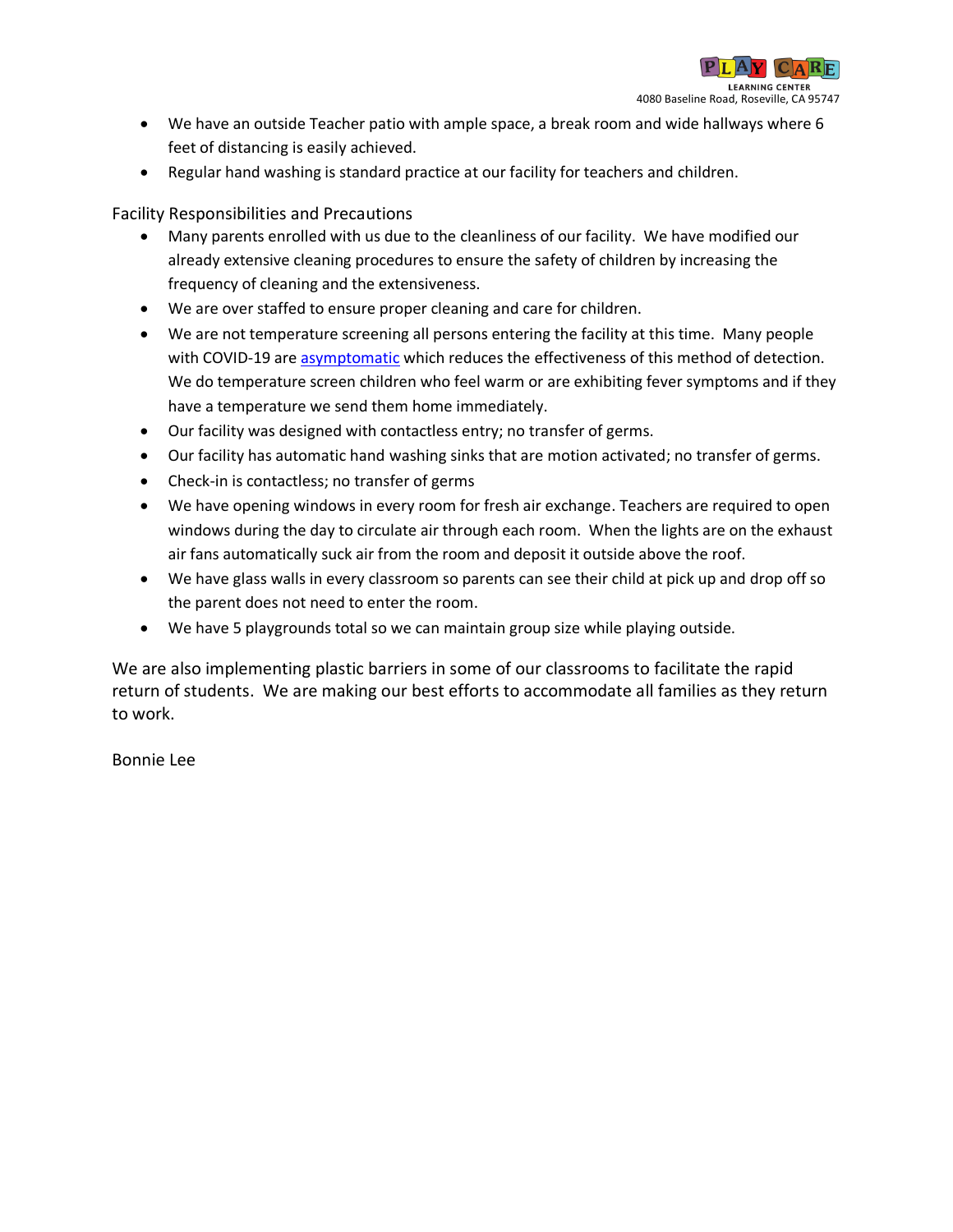- We have an outside Teacher patio with ample space, a break room and wide hallways where 6 feet of distancing is easily achieved.
- Regular hand washing is standard practice at our facility for teachers and children.

Facility Responsibilities and Precautions

- Many parents enrolled with us due to the cleanliness of our facility. We have modified our already extensive cleaning procedures to ensure the safety of children by increasing the frequency of cleaning and the extensiveness.
- We are over staffed to ensure proper cleaning and care for children.
- We are not temperature screening all persons entering the facility at this time. Many people with COVID-19 are asymptomatic which reduces the effectiveness of this method of detection. We do temperature screen children who feel warm or are exhibiting fever symptoms and if they have a temperature we send them home immediately.
- Our facility was designed with contactless entry; no transfer of germs.
- Our facility has automatic hand washing sinks that are motion activated; no transfer of germs.
- Check-in is contactless; no transfer of germs
- We have opening windows in every room for fresh air exchange. Teachers are required to open windows during the day to circulate air through each room. When the lights are on the exhaust air fans automatically suck air from the room and deposit it outside above the roof.
- We have glass walls in every classroom so parents can see their child at pick up and drop off so the parent does not need to enter the room.
- We have 5 playgrounds total so we can maintain group size while playing outside.

We are also implementing plastic barriers in some of our classrooms to facilitate the rapid return of students. We are making our best efforts to accommodate all families as they return to work.

Bonnie Lee